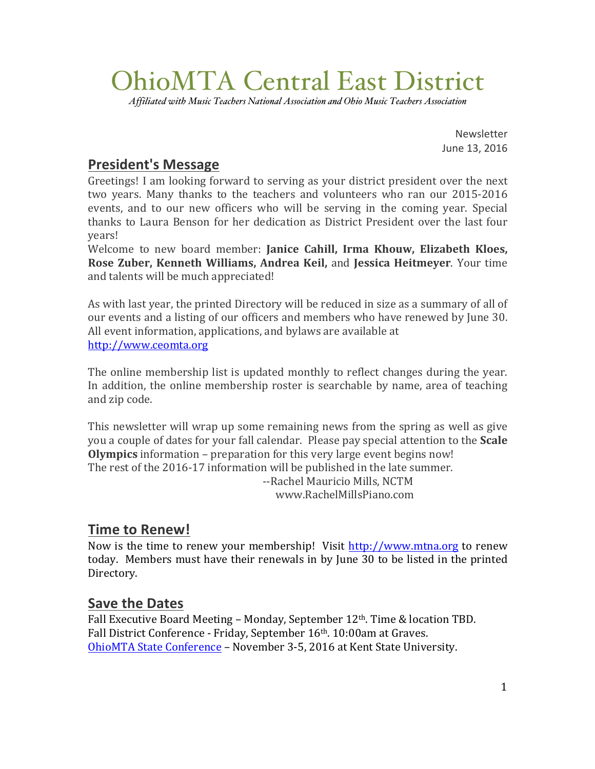# OhioMTA Central East District

*Affiliated with Music Teachers National Association and Ohio Music Teachers Association*

Newsletter
June 13, 2016

## President's Message

Greetings! I am looking forward to serving as your district president over the next two years. Many thanks to the teachers and volunteers who ran our 2015-2016 events, and to our new officers who will be serving in the coming year. Special thanks to Laura Benson for her dedication as District President over the last four years!

Welcome to new board member: **Janice Cahill, Irma Khouw, Elizabeth Kloes, Rose Zuber, Kenneth Williams, Andrea Keil,** and **Jessica Heitmeyer**. Your time and talents will be much appreciated!

As with last year, the printed Directory will be reduced in size as a summary of all of our events and a listing of our officers and members who have renewed by June 30. All event information, applications, and bylaws are available at http://www.ceomta.org

The online membership list is updated monthly to reflect changes during the year. In addition, the online membership roster is searchable by name, area of teaching and zip code.

This newsletter will wrap up some remaining news from the spring as well as give you a couple of dates for your fall calendar. Please pay special attention to the **Scale Olympics** information – preparation for this very large event begins now! The rest of the 2016-17 information will be published in the late summer.

--Rachel Mauricio Mills, NCTM
www.RachelMillsPiano.com

## Time to Renew!

Now is the time to renew your membership! Visit http://www.mtna.org to renew today. Members must have their renewals in by June 30 to be listed in the printed Directory.

## Save the Dates

Fall Executive Board Meeting – Monday, September 12th. Time & location TBD.
Fall District Conference - Friday, September 16th. 10:00am at Graves.
OhioMTA State Conference – November 3-5, 2016 at Kent State University.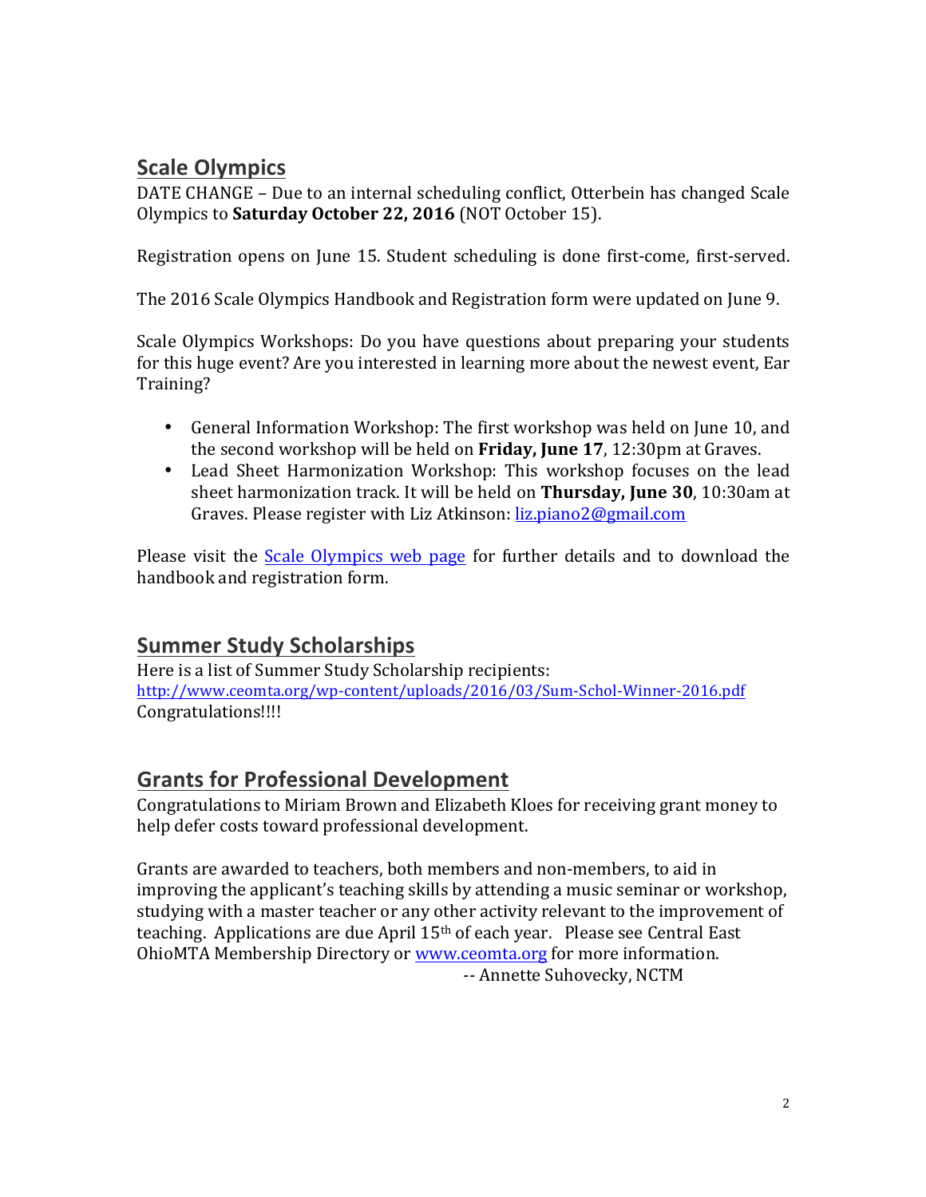## Scale Olympics

DATE CHANGE – Due to an internal scheduling conflict, Otterbein has changed Scale Olympics to **Saturday October 22, 2016** (NOT October 15).

Registration opens on June 15. Student scheduling is done first-come, first-served.

The 2016 Scale Olympics Handbook and Registration form were updated on June 9.

Scale Olympics Workshops: Do you have questions about preparing your students for this huge event? Are you interested in learning more about the newest event, Ear Training?

- General Information Workshop: The first workshop was held on June 10, and the second workshop will be held on **Friday, June 17**, 12:30pm at Graves.
- Lead Sheet Harmonization Workshop: This workshop focuses on the lead sheet harmonization track. It will be held on **Thursday, June 30**, 10:30am at Graves. Please register with Liz Atkinson: liz.piano2@gmail.com

Please visit the Scale Olympics web page for further details and to download the handbook and registration form.

## Summer Study Scholarships

Here is a list of Summer Study Scholarship recipients:
http://www.ceomta.org/wp-content/uploads/2016/03/Sum-Schol-Winner-2016.pdf
Congratulations!!!!

## Grants for Professional Development

Congratulations to Miriam Brown and Elizabeth Kloes for receiving grant money to help defer costs toward professional development.

Grants are awarded to teachers, both members and non-members, to aid in improving the applicant's teaching skills by attending a music seminar or workshop, studying with a master teacher or any other activity relevant to the improvement of teaching. Applications are due April 15th of each year. Please see Central East OhioMTA Membership Directory or www.ceomta.org for more information.

-- Annette Suhovecky, NCTM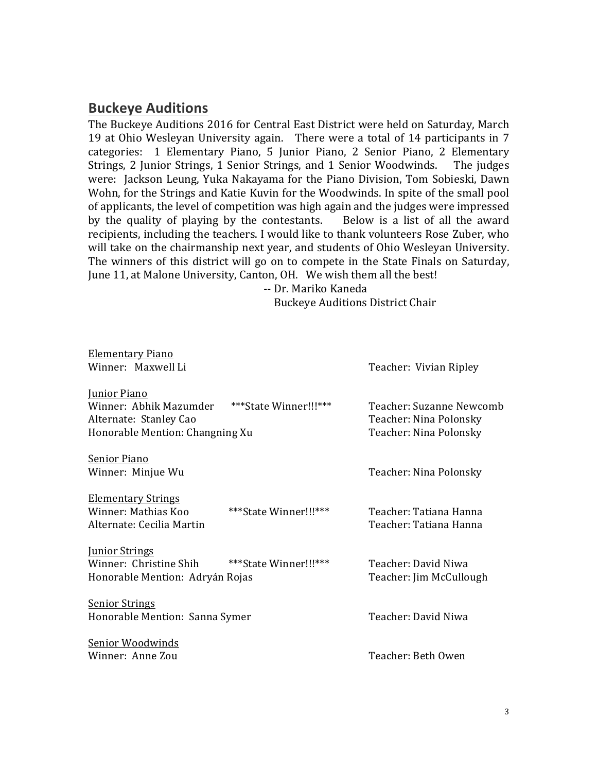## Buckeye Auditions

The Buckeye Auditions 2016 for Central East District were held on Saturday, March 19 at Ohio Wesleyan University again. There were a total of 14 participants in 7 categories: 1 Elementary Piano, 5 Junior Piano, 2 Senior Piano, 2 Elementary Strings, 2 Junior Strings, 1 Senior Strings, and 1 Senior Woodwinds. The judges were: Jackson Leung, Yuka Nakayama for the Piano Division, Tom Sobieski, Dawn Wohn, for the Strings and Katie Kuvin for the Woodwinds. In spite of the small pool of applicants, the level of competition was high again and the judges were impressed by the quality of playing by the contestants. Below is a list of all the award recipients, including the teachers. I would like to thank volunteers Rose Zuber, who will take on the chairmanship next year, and students of Ohio Wesleyan University. The winners of this district will go on to compete in the State Finals on Saturday, June 11, at Malone University, Canton, OH. We wish them all the best!

-- Dr. Mariko Kaneda
Buckeye Auditions District Chair

<u>Elementary Piano</u>
Winner: Maxwell Li — Teacher: Vivian Ripley

<u>Junior Piano</u>
Winner: Abhik Mazumder ***State Winner!!!*** — Teacher: Suzanne Newcomb
Alternate: Stanley Cao — Teacher: Nina Polonsky
Honorable Mention: Changning Xu — Teacher: Nina Polonsky

<u>Senior Piano</u>
Winner: Minjue Wu — Teacher: Nina Polonsky

<u>Elementary Strings</u>
Winner: Mathias Koo ***State Winner!!!*** — Teacher: Tatiana Hanna
Alternate: Cecilia Martin — Teacher: Tatiana Hanna

<u>Junior Strings</u>
Winner: Christine Shih ***State Winner!!!*** — Teacher: David Niwa
Honorable Mention: Adryán Rojas — Teacher: Jim McCullough

<u>Senior Strings</u>
Honorable Mention: Sanna Symer — Teacher: David Niwa

<u>Senior Woodwinds</u>
Winner: Anne Zou — Teacher: Beth Owen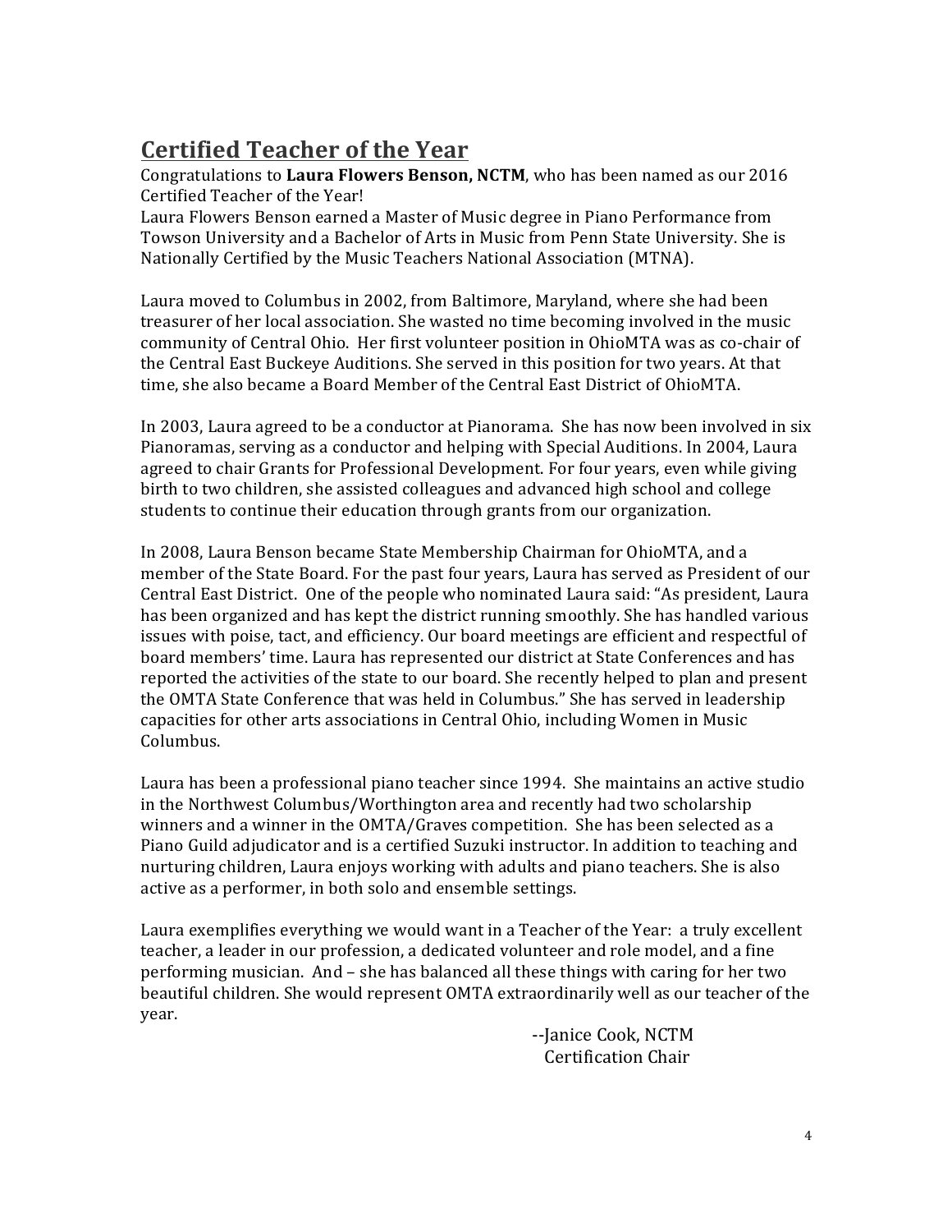## Certified Teacher of the Year

Congratulations to **Laura Flowers Benson, NCTM**, who has been named as our 2016 Certified Teacher of the Year!

Laura Flowers Benson earned a Master of Music degree in Piano Performance from Towson University and a Bachelor of Arts in Music from Penn State University. She is Nationally Certified by the Music Teachers National Association (MTNA).

Laura moved to Columbus in 2002, from Baltimore, Maryland, where she had been treasurer of her local association. She wasted no time becoming involved in the music community of Central Ohio. Her first volunteer position in OhioMTA was as co-chair of the Central East Buckeye Auditions. She served in this position for two years. At that time, she also became a Board Member of the Central East District of OhioMTA.

In 2003, Laura agreed to be a conductor at Pianorama. She has now been involved in six Pianoramas, serving as a conductor and helping with Special Auditions. In 2004, Laura agreed to chair Grants for Professional Development. For four years, even while giving birth to two children, she assisted colleagues and advanced high school and college students to continue their education through grants from our organization.

In 2008, Laura Benson became State Membership Chairman for OhioMTA, and a member of the State Board. For the past four years, Laura has served as President of our Central East District. One of the people who nominated Laura said: "As president, Laura has been organized and has kept the district running smoothly. She has handled various issues with poise, tact, and efficiency. Our board meetings are efficient and respectful of board members' time. Laura has represented our district at State Conferences and has reported the activities of the state to our board. She recently helped to plan and present the OMTA State Conference that was held in Columbus." She has served in leadership capacities for other arts associations in Central Ohio, including Women in Music Columbus.

Laura has been a professional piano teacher since 1994. She maintains an active studio in the Northwest Columbus/Worthington area and recently had two scholarship winners and a winner in the OMTA/Graves competition. She has been selected as a Piano Guild adjudicator and is a certified Suzuki instructor. In addition to teaching and nurturing children, Laura enjoys working with adults and piano teachers. She is also active as a performer, in both solo and ensemble settings.

Laura exemplifies everything we would want in a Teacher of the Year: a truly excellent teacher, a leader in our profession, a dedicated volunteer and role model, and a fine performing musician. And – she has balanced all these things with caring for her two beautiful children. She would represent OMTA extraordinarily well as our teacher of the year.

--Janice Cook, NCTM
Certification Chair